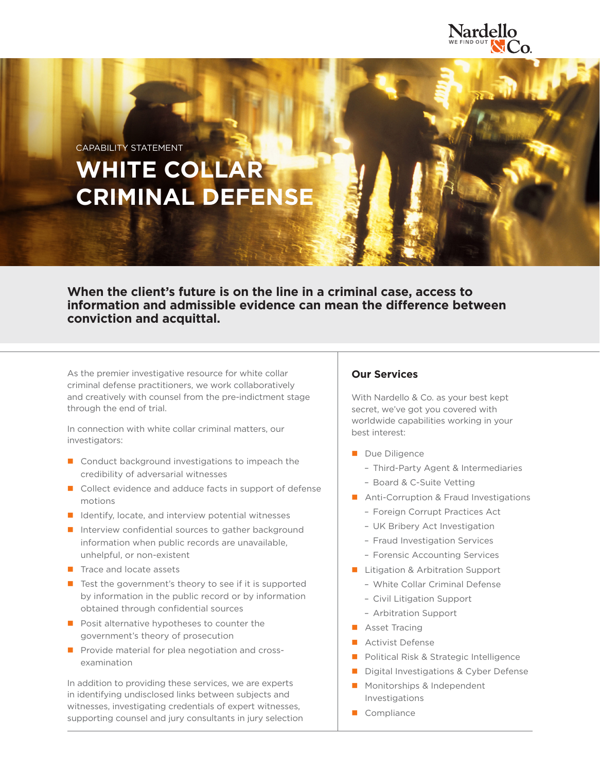Nardello & Co.
WE FIND OUT

CAPABILITY STATEMENT

# WHITE COLLAR CRIMINAL DEFENSE

**When the client's future is on the line in a criminal case, access to information and admissible evidence can mean the difference between conviction and acquittal.**

As the premier investigative resource for white collar criminal defense practitioners, we work collaboratively and creatively with counsel from the pre-indictment stage through the end of trial.

In connection with white collar criminal matters, our investigators:

- Conduct background investigations to impeach the credibility of adversarial witnesses
- Collect evidence and adduce facts in support of defense motions
- Identify, locate, and interview potential witnesses
- Interview confidential sources to gather background information when public records are unavailable, unhelpful, or non-existent
- Trace and locate assets
- Test the government's theory to see if it is supported by information in the public record or by information obtained through confidential sources
- Posit alternative hypotheses to counter the government's theory of prosecution
- Provide material for plea negotiation and cross-examination

In addition to providing these services, we are experts in identifying undisclosed links between subjects and witnesses, investigating credentials of expert witnesses, supporting counsel and jury consultants in jury selection

## Our Services

With Nardello & Co. as your best kept secret, we've got you covered with worldwide capabilities working in your best interest:

- Due Diligence
  - Third-Party Agent & Intermediaries
  - Board & C-Suite Vetting
- Anti-Corruption & Fraud Investigations
  - Foreign Corrupt Practices Act
  - UK Bribery Act Investigation
  - Fraud Investigation Services
  - Forensic Accounting Services
- Litigation & Arbitration Support
  - White Collar Criminal Defense
  - Civil Litigation Support
  - Arbitration Support
- Asset Tracing
- Activist Defense
- Political Risk & Strategic Intelligence
- Digital Investigations & Cyber Defense
- Monitorships & Independent Investigations
- Compliance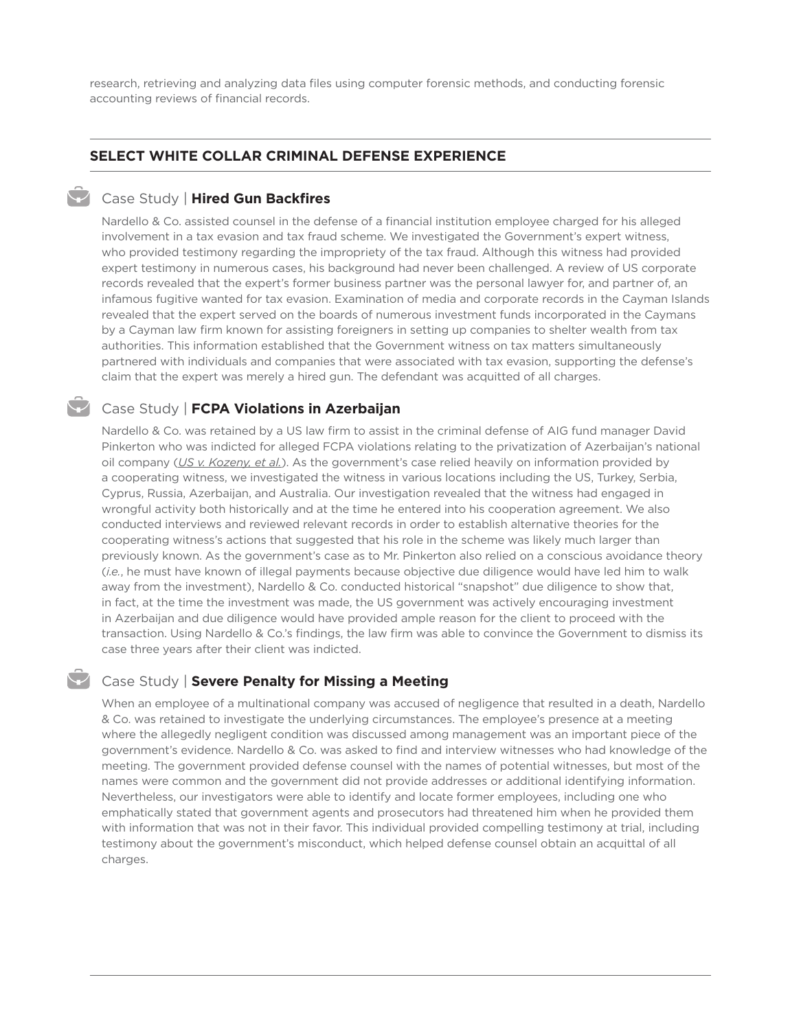research, retrieving and analyzing data files using computer forensic methods, and conducting forensic accounting reviews of financial records.

## SELECT WHITE COLLAR CRIMINAL DEFENSE EXPERIENCE

### Case Study | **Hired Gun Backfires**

Nardello & Co. assisted counsel in the defense of a financial institution employee charged for his alleged involvement in a tax evasion and tax fraud scheme. We investigated the Government's expert witness, who provided testimony regarding the impropriety of the tax fraud. Although this witness had provided expert testimony in numerous cases, his background had never been challenged. A review of US corporate records revealed that the expert's former business partner was the personal lawyer for, and partner of, an infamous fugitive wanted for tax evasion. Examination of media and corporate records in the Cayman Islands revealed that the expert served on the boards of numerous investment funds incorporated in the Caymans by a Cayman law firm known for assisting foreigners in setting up companies to shelter wealth from tax authorities. This information established that the Government witness on tax matters simultaneously partnered with individuals and companies that were associated with tax evasion, supporting the defense's claim that the expert was merely a hired gun. The defendant was acquitted of all charges.

### Case Study | **FCPA Violations in Azerbaijan**

Nardello & Co. was retained by a US law firm to assist in the criminal defense of AIG fund manager David Pinkerton who was indicted for alleged FCPA violations relating to the privatization of Azerbaijan's national oil company (*US v. Kozeny, et al.*). As the government's case relied heavily on information provided by a cooperating witness, we investigated the witness in various locations including the US, Turkey, Serbia, Cyprus, Russia, Azerbaijan, and Australia. Our investigation revealed that the witness had engaged in wrongful activity both historically and at the time he entered into his cooperation agreement. We also conducted interviews and reviewed relevant records in order to establish alternative theories for the cooperating witness's actions that suggested that his role in the scheme was likely much larger than previously known. As the government's case as to Mr. Pinkerton also relied on a conscious avoidance theory (*i.e.*, he must have known of illegal payments because objective due diligence would have led him to walk away from the investment), Nardello & Co. conducted historical "snapshot" due diligence to show that, in fact, at the time the investment was made, the US government was actively encouraging investment in Azerbaijan and due diligence would have provided ample reason for the client to proceed with the transaction. Using Nardello & Co.'s findings, the law firm was able to convince the Government to dismiss its case three years after their client was indicted.

### Case Study | **Severe Penalty for Missing a Meeting**

When an employee of a multinational company was accused of negligence that resulted in a death, Nardello & Co. was retained to investigate the underlying circumstances. The employee's presence at a meeting where the allegedly negligent condition was discussed among management was an important piece of the government's evidence. Nardello & Co. was asked to find and interview witnesses who had knowledge of the meeting. The government provided defense counsel with the names of potential witnesses, but most of the names were common and the government did not provide addresses or additional identifying information. Nevertheless, our investigators were able to identify and locate former employees, including one who emphatically stated that government agents and prosecutors had threatened him when he provided them with information that was not in their favor. This individual provided compelling testimony at trial, including testimony about the government's misconduct, which helped defense counsel obtain an acquittal of all charges.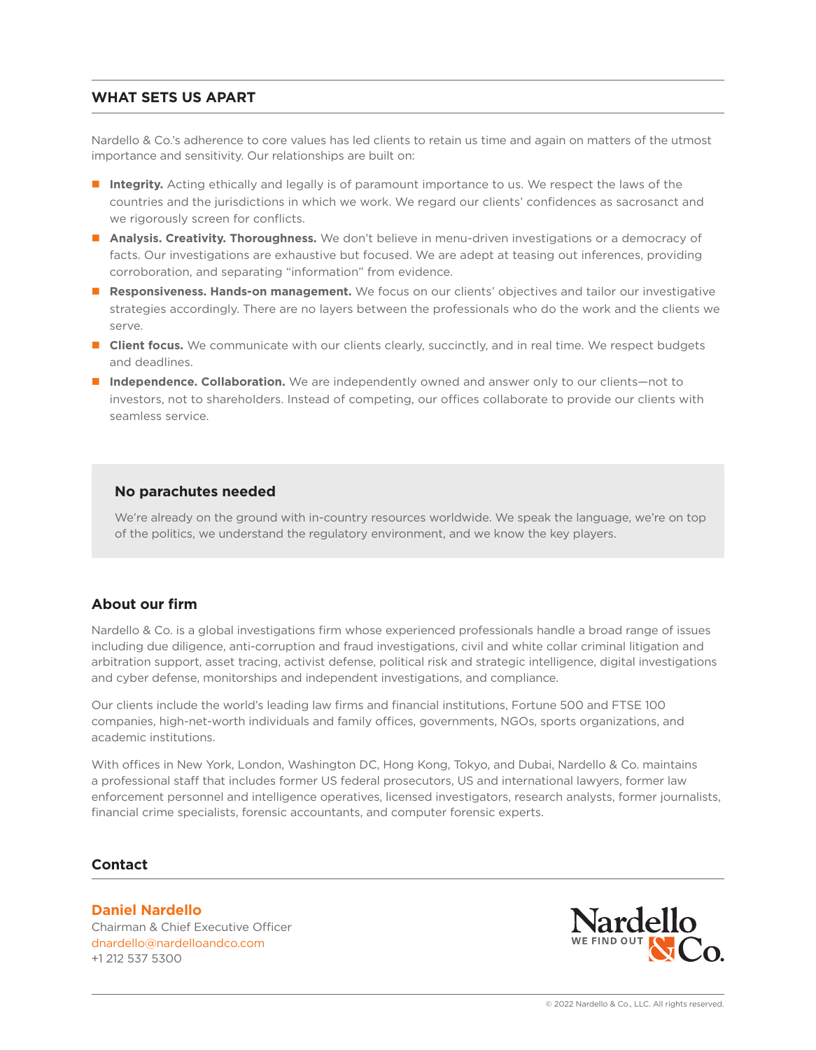## WHAT SETS US APART

Nardello & Co.'s adherence to core values has led clients to retain us time and again on matters of the utmost importance and sensitivity. Our relationships are built on:

- **Integrity.** Acting ethically and legally is of paramount importance to us. We respect the laws of the countries and the jurisdictions in which we work. We regard our clients' confidences as sacrosanct and we rigorously screen for conflicts.
- **Analysis. Creativity. Thoroughness.** We don't believe in menu-driven investigations or a democracy of facts. Our investigations are exhaustive but focused. We are adept at teasing out inferences, providing corroboration, and separating "information" from evidence.
- **Responsiveness. Hands-on management.** We focus on our clients' objectives and tailor our investigative strategies accordingly. There are no layers between the professionals who do the work and the clients we serve.
- **Client focus.** We communicate with our clients clearly, succinctly, and in real time. We respect budgets and deadlines.
- **Independence. Collaboration.** We are independently owned and answer only to our clients—not to investors, not to shareholders. Instead of competing, our offices collaborate to provide our clients with seamless service.

### No parachutes needed

We're already on the ground with in-country resources worldwide. We speak the language, we're on top of the politics, we understand the regulatory environment, and we know the key players.

### About our firm

Nardello & Co. is a global investigations firm whose experienced professionals handle a broad range of issues including due diligence, anti-corruption and fraud investigations, civil and white collar criminal litigation and arbitration support, asset tracing, activist defense, political risk and strategic intelligence, digital investigations and cyber defense, monitorships and independent investigations, and compliance.

Our clients include the world's leading law firms and financial institutions, Fortune 500 and FTSE 100 companies, high-net-worth individuals and family offices, governments, NGOs, sports organizations, and academic institutions.

With offices in New York, London, Washington DC, Hong Kong, Tokyo, and Dubai, Nardello & Co. maintains a professional staff that includes former US federal prosecutors, US and international lawyers, former law enforcement personnel and intelligence operatives, licensed investigators, research analysts, former journalists, financial crime specialists, forensic accountants, and computer forensic experts.

### Contact

**Daniel Nardello**
Chairman & Chief Executive Officer
dnardello@nardelloandco.com
+1 212 537 5300

Nardello WE FIND OUT & Co.

© 2022 Nardello & Co., LLC. All rights reserved.